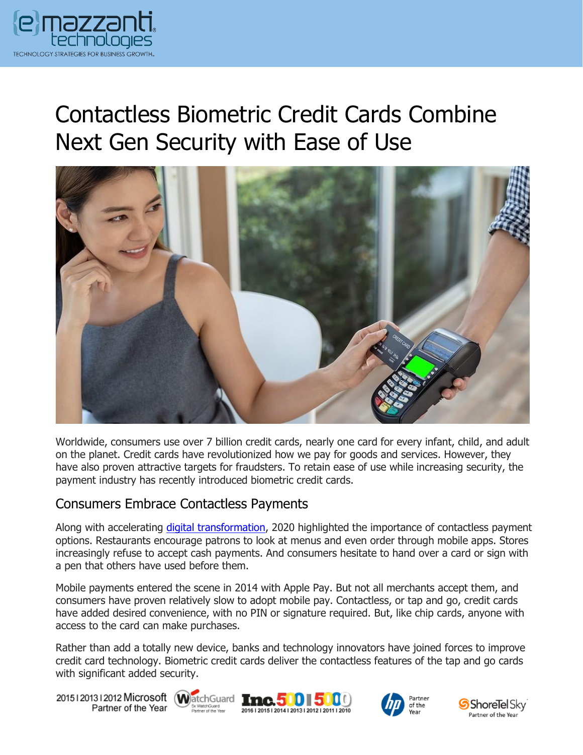# Contactless Biometric Credit Cards Combine Next Gen Security with Ease of Use

Worldwide, consumers use over 7 billion credit cards, nearly one card for every infant, child, and adult on the planet. Credit cards have revolutionized how we pay for goods and services. However, they have also proven attractive targets for fraudsters. To retain ease of use while increasing security, the payment industry has recently introduced biometric credit cards.

## Consumers Embrace Contactless Payments

Along with accelerating digital transformation, 2020 highlighted the importance of contactless payment options. Restaurants encourage patrons to look at menus and even order through mobile apps. Stores increasingly refuse to accept cash payments. And consumers hesitate to hand over a card or sign with a pen that others have used before them.

Mobile payments entered the scene in 2014 with Apple Pay. But not all merchants accept them, and consumers have proven relatively slow to adopt mobile pay. Contactless, or tap and go, credit cards have added desired convenience, with no PIN or signature required. But, like chip cards, anyone with access to the card can make purchases.

Rather than add a totally new device, banks and technology innovators have joined forces to improve credit card technology. Biometric credit cards deliver the contactless features of the tap and go cards with significant added security.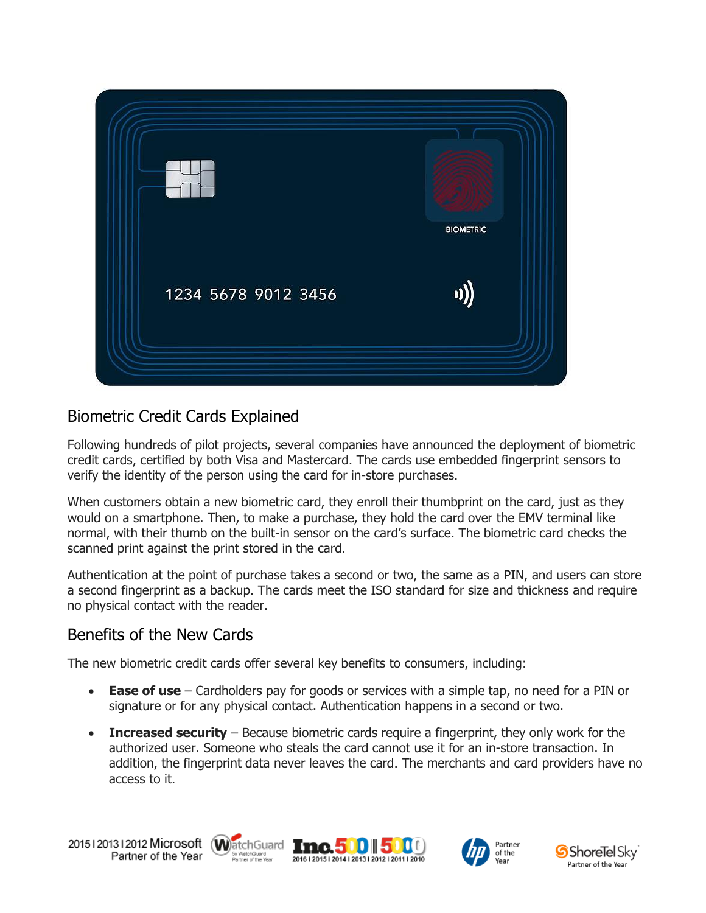## Biometric Credit Cards Explained

Following hundreds of pilot projects, several companies have announced the deployment of biometric credit cards, certified by both Visa and Mastercard. The cards use embedded fingerprint sensors to verify the identity of the person using the card for in-store purchases.

When customers obtain a new biometric card, they enroll their thumbprint on the card, just as they would on a smartphone. Then, to make a purchase, they hold the card over the EMV terminal like normal, with their thumb on the built-in sensor on the card's surface. The biometric card checks the scanned print against the print stored in the card.

Authentication at the point of purchase takes a second or two, the same as a PIN, and users can store a second fingerprint as a backup. The cards meet the ISO standard for size and thickness and require no physical contact with the reader.

## Benefits of the New Cards

The new biometric credit cards offer several key benefits to consumers, including:

- **Ease of use** – Cardholders pay for goods or services with a simple tap, no need for a PIN or signature or for any physical contact. Authentication happens in a second or two.
- **Increased security** – Because biometric cards require a fingerprint, they only work for the authorized user. Someone who steals the card cannot use it for an in-store transaction. In addition, the fingerprint data never leaves the card. The merchants and card providers have no access to it.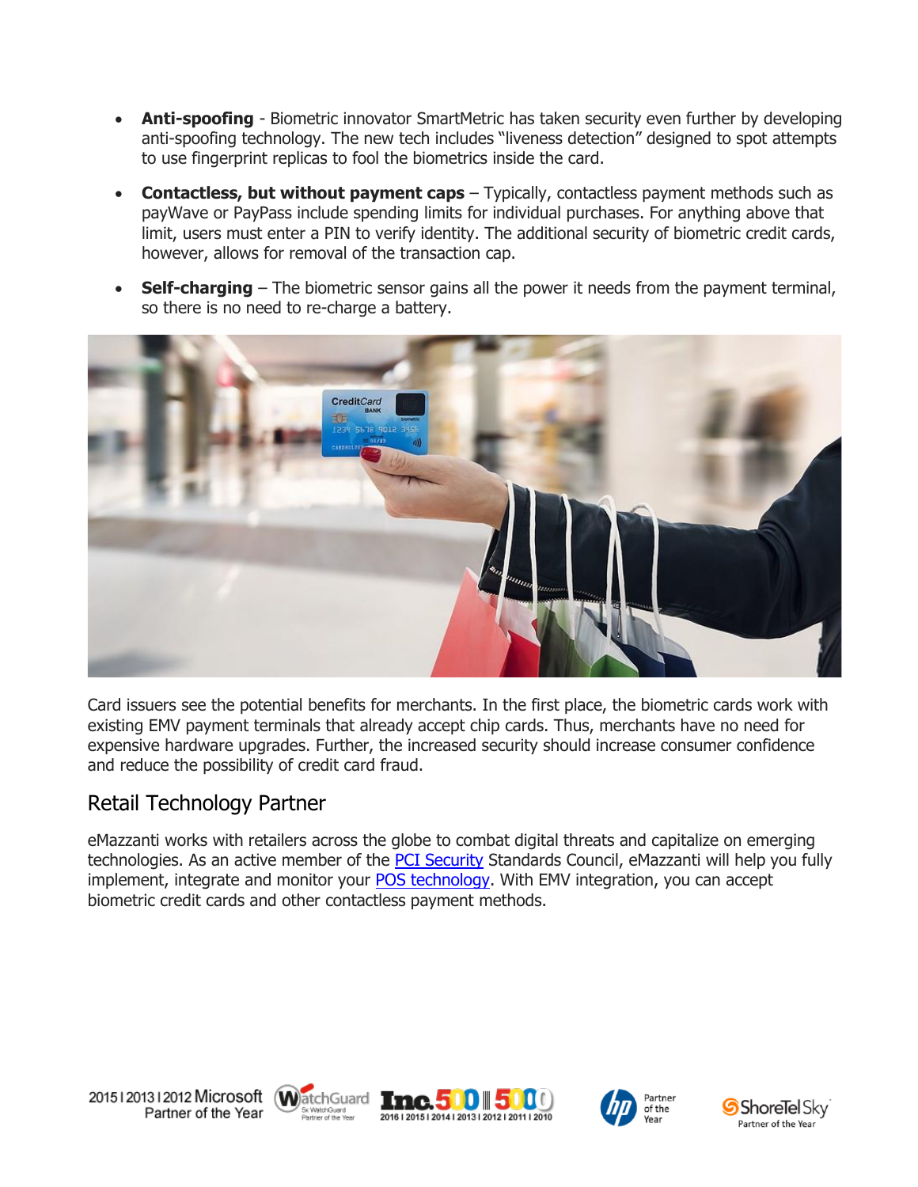- **Anti-spoofing** - Biometric innovator SmartMetric has taken security even further by developing anti-spoofing technology. The new tech includes "liveness detection" designed to spot attempts to use fingerprint replicas to fool the biometrics inside the card.
- **Contactless, but without payment caps** – Typically, contactless payment methods such as payWave or PayPass include spending limits for individual purchases. For anything above that limit, users must enter a PIN to verify identity. The additional security of biometric credit cards, however, allows for removal of the transaction cap.
- **Self-charging** – The biometric sensor gains all the power it needs from the payment terminal, so there is no need to re-charge a battery.

Card issuers see the potential benefits for merchants. In the first place, the biometric cards work with existing EMV payment terminals that already accept chip cards. Thus, merchants have no need for expensive hardware upgrades. Further, the increased security should increase consumer confidence and reduce the possibility of credit card fraud.

## Retail Technology Partner

eMazzanti works with retailers across the globe to combat digital threats and capitalize on emerging technologies. As an active member of the PCI Security Standards Council, eMazzanti will help you fully implement, integrate and monitor your POS technology. With EMV integration, you can accept biometric credit cards and other contactless payment methods.

2015 | 2013 | 2012 Microsoft Partner of the Year

WatchGuard 5x WatchGuard Partner of the Year

Inc.500 | 5000 2016 | 2015 | 2014 | 2013 | 2012 | 2011 | 2010

hp Partner of the Year

ShoreTel Sky Partner of the Year